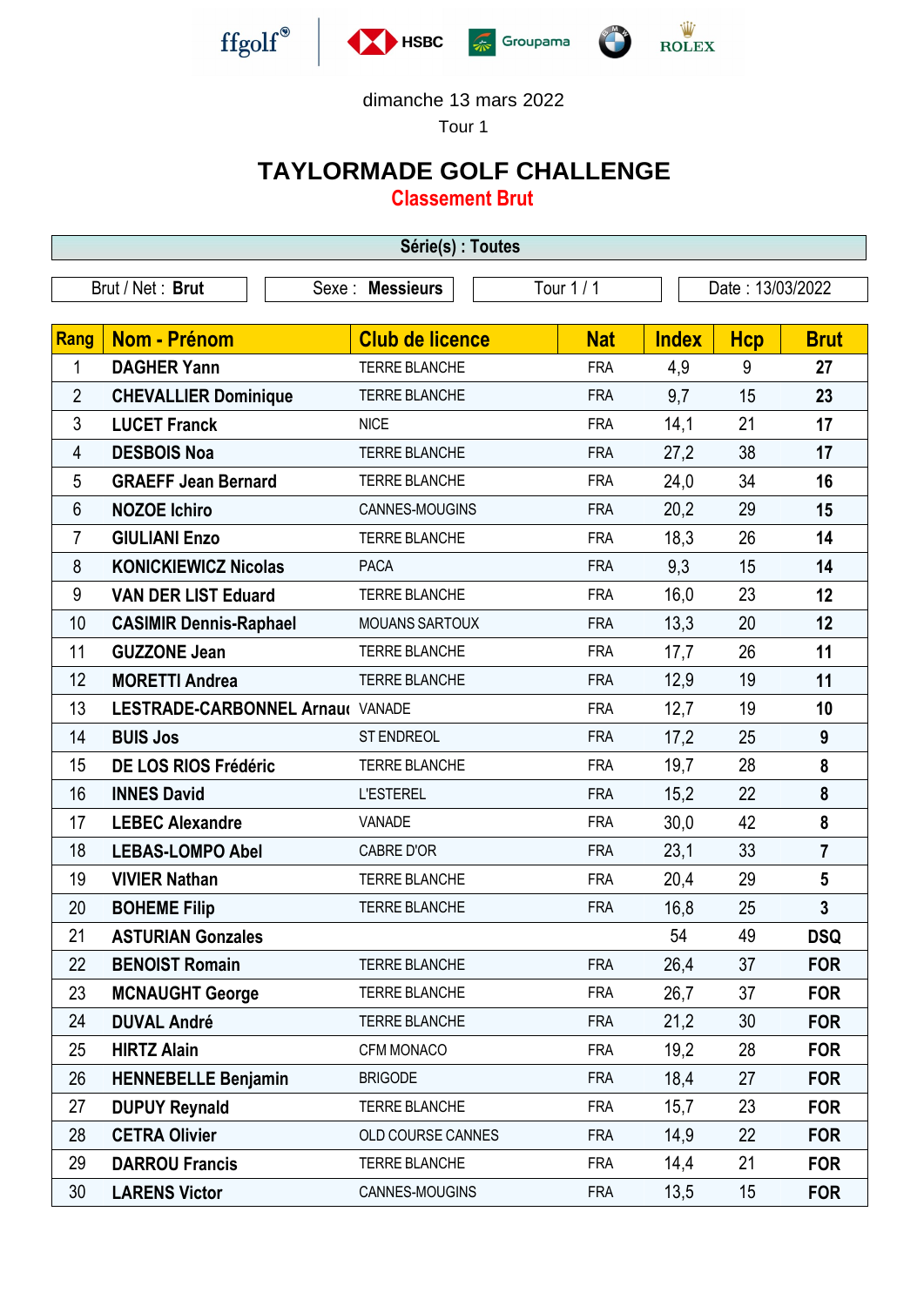dimanche 13 mars 2022

Tour 1

# TAYLORMADE GOLF CHALLENGE

## Classement Brut

**Série(s) : Toutes**

| Brut / Net : **Brut** | Sexe : **Messieurs** | Tour 1 / 1 | Date : 13/03/2022 |
|---|---|---|---|

| Rang | Nom - Prénom | Club de licence | Nat | Index | Hcp | Brut |
|---|---|---|---|---|---|---|
| 1 | **DAGHER Yann** | TERRE BLANCHE | FRA | 4,9 | 9 | **27** |
| 2 | **CHEVALLIER Dominique** | TERRE BLANCHE | FRA | 9,7 | 15 | **23** |
| 3 | **LUCET Franck** | NICE | FRA | 14,1 | 21 | **17** |
| 4 | **DESBOIS Noa** | TERRE BLANCHE | FRA | 27,2 | 38 | **17** |
| 5 | **GRAEFF Jean Bernard** | TERRE BLANCHE | FRA | 24,0 | 34 | **16** |
| 6 | **NOZOE Ichiro** | CANNES-MOUGINS | FRA | 20,2 | 29 | **15** |
| 7 | **GIULIANI Enzo** | TERRE BLANCHE | FRA | 18,3 | 26 | **14** |
| 8 | **KONICKIEWICZ Nicolas** | PACA | FRA | 9,3 | 15 | **14** |
| 9 | **VAN DER LIST Eduard** | TERRE BLANCHE | FRA | 16,0 | 23 | **12** |
| 10 | **CASIMIR Dennis-Raphael** | MOUANS SARTOUX | FRA | 13,3 | 20 | **12** |
| 11 | **GUZZONE Jean** | TERRE BLANCHE | FRA | 17,7 | 26 | **11** |
| 12 | **MORETTI Andrea** | TERRE BLANCHE | FRA | 12,9 | 19 | **11** |
| 13 | **LESTRADE-CARBONNEL Arnaud** | VANADE | FRA | 12,7 | 19 | **10** |
| 14 | **BUIS Jos** | ST ENDREOL | FRA | 17,2 | 25 | **9** |
| 15 | **DE LOS RIOS Frédéric** | TERRE BLANCHE | FRA | 19,7 | 28 | **8** |
| 16 | **INNES David** | L'ESTEREL | FRA | 15,2 | 22 | **8** |
| 17 | **LEBEC Alexandre** | VANADE | FRA | 30,0 | 42 | **8** |
| 18 | **LEBAS-LOMPO Abel** | CABRE D'OR | FRA | 23,1 | 33 | **7** |
| 19 | **VIVIER Nathan** | TERRE BLANCHE | FRA | 20,4 | 29 | **5** |
| 20 | **BOHEME Filip** | TERRE BLANCHE | FRA | 16,8 | 25 | **3** |
| 21 | **ASTURIAN Gonzales** | | | 54 | 49 | **DSQ** |
| 22 | **BENOIST Romain** | TERRE BLANCHE | FRA | 26,4 | 37 | **FOR** |
| 23 | **MCNAUGHT George** | TERRE BLANCHE | FRA | 26,7 | 37 | **FOR** |
| 24 | **DUVAL André** | TERRE BLANCHE | FRA | 21,2 | 30 | **FOR** |
| 25 | **HIRTZ Alain** | CFM MONACO | FRA | 19,2 | 28 | **FOR** |
| 26 | **HENNEBELLE Benjamin** | BRIGODE | FRA | 18,4 | 27 | **FOR** |
| 27 | **DUPUY Reynald** | TERRE BLANCHE | FRA | 15,7 | 23 | **FOR** |
| 28 | **CETRA Olivier** | OLD COURSE CANNES | FRA | 14,9 | 22 | **FOR** |
| 29 | **DARROU Francis** | TERRE BLANCHE | FRA | 14,4 | 21 | **FOR** |
| 30 | **LARENS Victor** | CANNES-MOUGINS | FRA | 13,5 | 15 | **FOR** |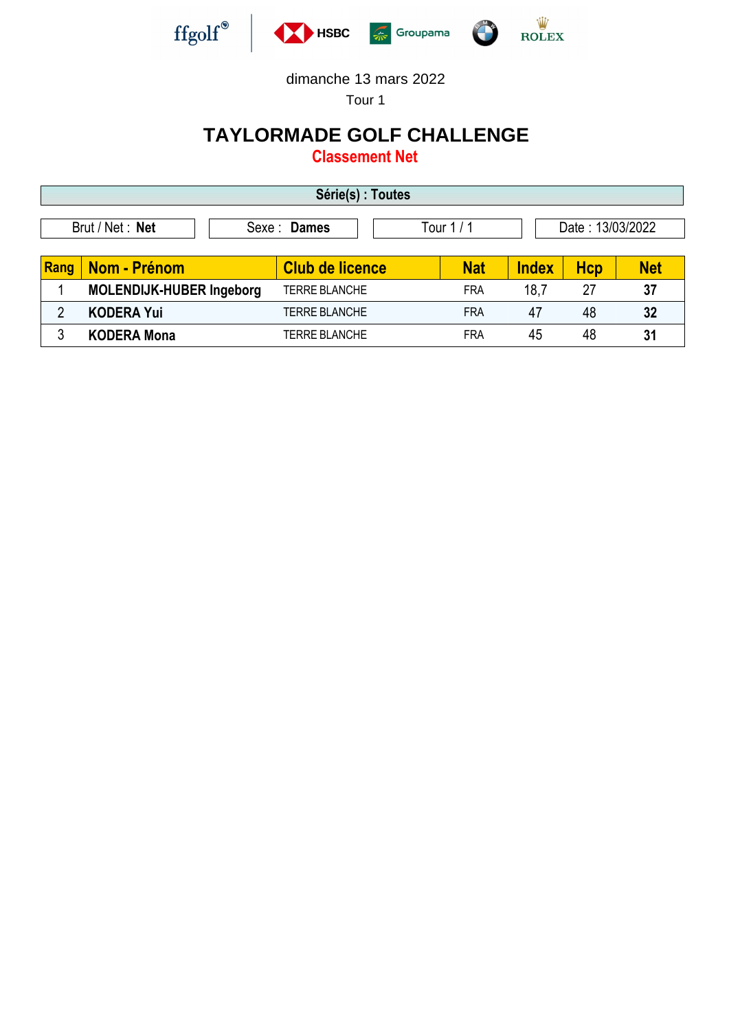dimanche 13 mars 2022

Tour 1

# TAYLORMADE GOLF CHALLENGE

## Classement Net

**Série(s) : Toutes**

| Brut / Net : **Net** | Sexe : **Dames** | Tour 1 / 1 | Date : 13/03/2022 |
|---|---|---|---|

| Rang | Nom - Prénom | Club de licence | Nat | Index | Hcp | Net |
|---|---|---|---|---|---|---|
| 1 | **MOLENDIJK-HUBER Ingeborg** | TERRE BLANCHE | FRA | 18,7 | 27 | **37** |
| 2 | **KODERA Yui** | TERRE BLANCHE | FRA | 47 | 48 | **32** |
| 3 | **KODERA Mona** | TERRE BLANCHE | FRA | 45 | 48 | **31** |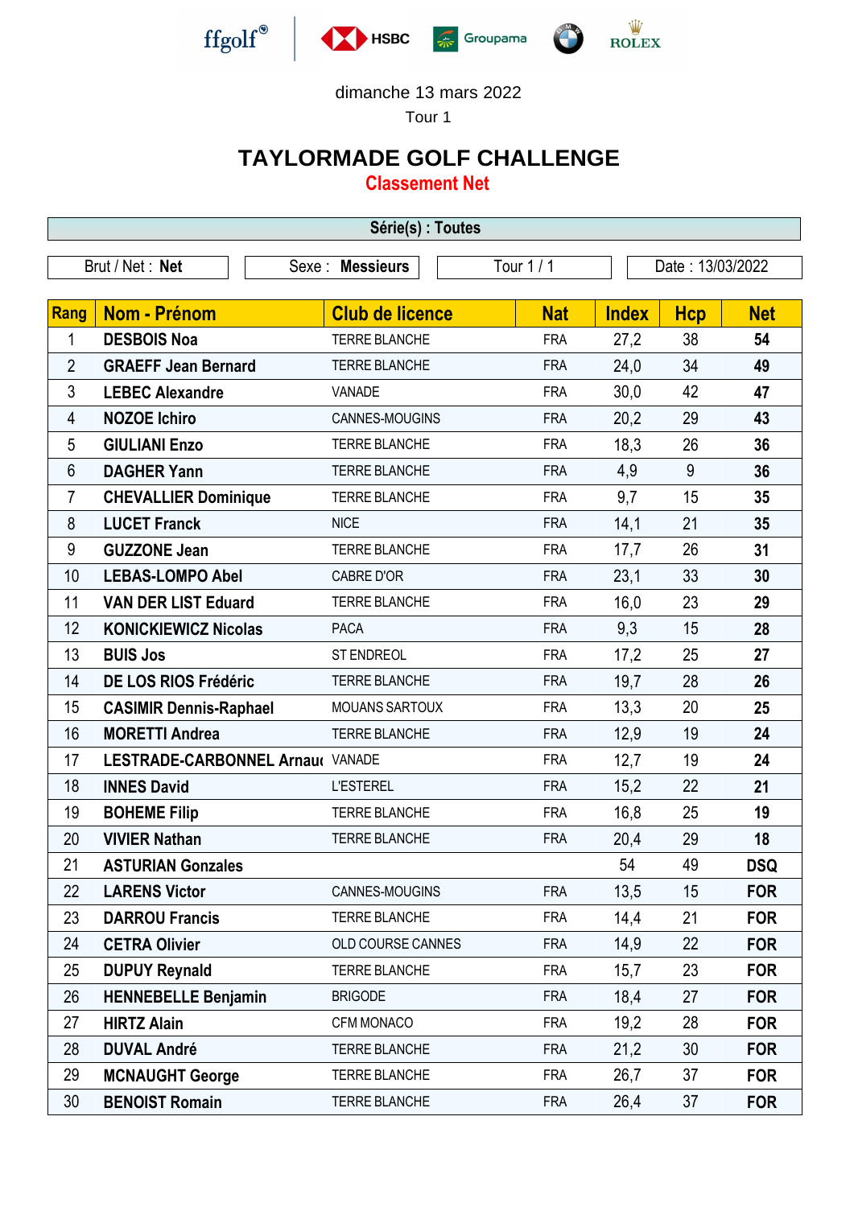dimanche 13 mars 2022

Tour 1

# TAYLORMADE GOLF CHALLENGE

## Classement Net

**Série(s) : Toutes**

| Brut / Net : **Net** | Sexe : **Messieurs** | Tour 1 / 1 | Date : 13/03/2022 |
|---|---|---|---|

| Rang | Nom - Prénom | Club de licence | Nat | Index | Hcp | Net |
|---|---|---|---|---|---|---|
| 1 | **DESBOIS Noa** | TERRE BLANCHE | FRA | 27,2 | 38 | **54** |
| 2 | **GRAEFF Jean Bernard** | TERRE BLANCHE | FRA | 24,0 | 34 | **49** |
| 3 | **LEBEC Alexandre** | VANADE | FRA | 30,0 | 42 | **47** |
| 4 | **NOZOE Ichiro** | CANNES-MOUGINS | FRA | 20,2 | 29 | **43** |
| 5 | **GIULIANI Enzo** | TERRE BLANCHE | FRA | 18,3 | 26 | **36** |
| 6 | **DAGHER Yann** | TERRE BLANCHE | FRA | 4,9 | 9 | **36** |
| 7 | **CHEVALLIER Dominique** | TERRE BLANCHE | FRA | 9,7 | 15 | **35** |
| 8 | **LUCET Franck** | NICE | FRA | 14,1 | 21 | **35** |
| 9 | **GUZZONE Jean** | TERRE BLANCHE | FRA | 17,7 | 26 | **31** |
| 10 | **LEBAS-LOMPO Abel** | CABRE D'OR | FRA | 23,1 | 33 | **30** |
| 11 | **VAN DER LIST Eduard** | TERRE BLANCHE | FRA | 16,0 | 23 | **29** |
| 12 | **KONICKIEWICZ Nicolas** | PACA | FRA | 9,3 | 15 | **28** |
| 13 | **BUIS Jos** | ST ENDREOL | FRA | 17,2 | 25 | **27** |
| 14 | **DE LOS RIOS Frédéric** | TERRE BLANCHE | FRA | 19,7 | 28 | **26** |
| 15 | **CASIMIR Dennis-Raphael** | MOUANS SARTOUX | FRA | 13,3 | 20 | **25** |
| 16 | **MORETTI Andrea** | TERRE BLANCHE | FRA | 12,9 | 19 | **24** |
| 17 | **LESTRADE-CARBONNEL Arnau** | VANADE | FRA | 12,7 | 19 | **24** |
| 18 | **INNES David** | L'ESTEREL | FRA | 15,2 | 22 | **21** |
| 19 | **BOHEME Filip** | TERRE BLANCHE | FRA | 16,8 | 25 | **19** |
| 20 | **VIVIER Nathan** | TERRE BLANCHE | FRA | 20,4 | 29 | **18** |
| 21 | **ASTURIAN Gonzales** | | | 54 | 49 | **DSQ** |
| 22 | **LARENS Victor** | CANNES-MOUGINS | FRA | 13,5 | 15 | **FOR** |
| 23 | **DARROU Francis** | TERRE BLANCHE | FRA | 14,4 | 21 | **FOR** |
| 24 | **CETRA Olivier** | OLD COURSE CANNES | FRA | 14,9 | 22 | **FOR** |
| 25 | **DUPUY Reynald** | TERRE BLANCHE | FRA | 15,7 | 23 | **FOR** |
| 26 | **HENNEBELLE Benjamin** | BRIGODE | FRA | 18,4 | 27 | **FOR** |
| 27 | **HIRTZ Alain** | CFM MONACO | FRA | 19,2 | 28 | **FOR** |
| 28 | **DUVAL André** | TERRE BLANCHE | FRA | 21,2 | 30 | **FOR** |
| 29 | **MCNAUGHT George** | TERRE BLANCHE | FRA | 26,7 | 37 | **FOR** |
| 30 | **BENOIST Romain** | TERRE BLANCHE | FRA | 26,4 | 37 | **FOR** |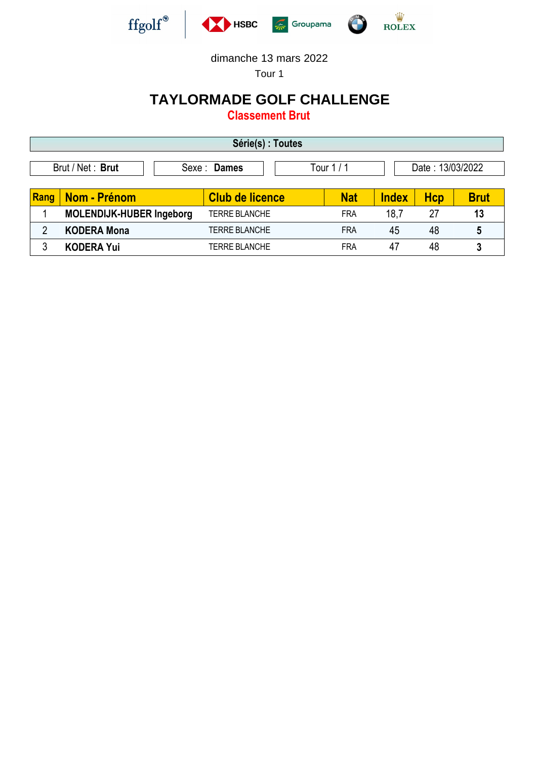dimanche 13 mars 2022

Tour 1

# TAYLORMADE GOLF CHALLENGE

## Classement Brut

**Série(s) : Toutes**

| Brut / Net : **Brut** | Sexe : **Dames** | Tour 1 / 1 | Date : 13/03/2022 |
|---|---|---|---|

| Rang | Nom - Prénom | Club de licence | Nat | Index | Hcp | Brut |
|---|---|---|---|---|---|---|
| 1 | **MOLENDIJK-HUBER Ingeborg** | TERRE BLANCHE | FRA | 18,7 | 27 | **13** |
| 2 | **KODERA Mona** | TERRE BLANCHE | FRA | 45 | 48 | **5** |
| 3 | **KODERA Yui** | TERRE BLANCHE | FRA | 47 | 48 | **3** |